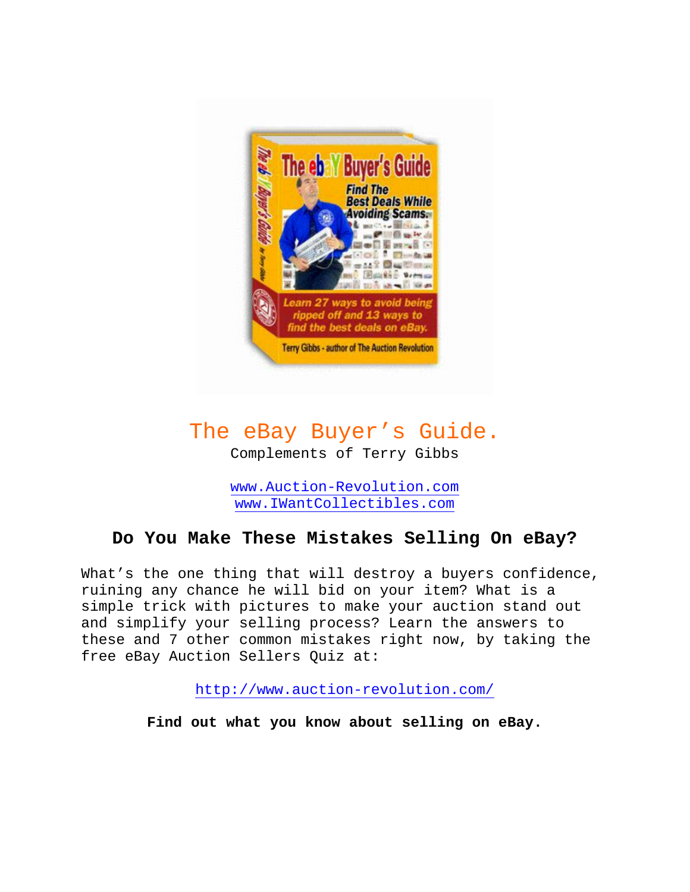# The eBay Buyer's Guide.

Complements of Terry Gibbs

www.Auction-Revolution.com
www.IWantCollectibles.com

## Do You Make These Mistakes Selling On eBay?

What's the one thing that will destroy a buyers confidence, ruining any chance he will bid on your item? What is a simple trick with pictures to make your auction stand out and simplify your selling process? Learn the answers to these and 7 other common mistakes right now, by taking the free eBay Auction Sellers Quiz at:

http://www.auction-revolution.com/

**Find out what you know about selling on eBay.**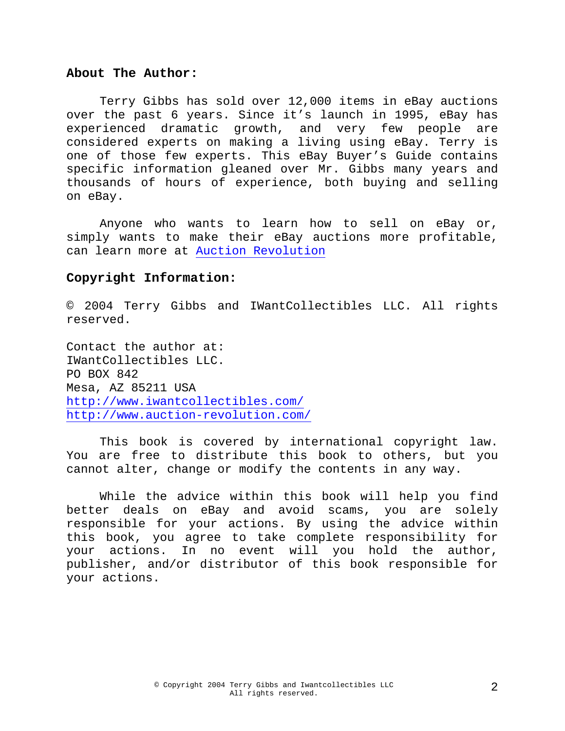## About The Author:

Terry Gibbs has sold over 12,000 items in eBay auctions over the past 6 years. Since it's launch in 1995, eBay has experienced dramatic growth, and very few people are considered experts on making a living using eBay. Terry is one of those few experts. This eBay Buyer's Guide contains specific information gleaned over Mr. Gibbs many years and thousands of hours of experience, both buying and selling on eBay.

Anyone who wants to learn how to sell on eBay or, simply wants to make their eBay auctions more profitable, can learn more at [Auction Revolution](http://www.auction-revolution.com/)

## Copyright Information:

© 2004 Terry Gibbs and IWantCollectibles LLC. All rights reserved.

Contact the author at:
IWantCollectibles LLC.
PO BOX 842
Mesa, AZ 85211 USA
http://www.iwantcollectibles.com/
http://www.auction-revolution.com/

This book is covered by international copyright law. You are free to distribute this book to others, but you cannot alter, change or modify the contents in any way.

While the advice within this book will help you find better deals on eBay and avoid scams, you are solely responsible for your actions. By using the advice within this book, you agree to take complete responsibility for your actions. In no event will you hold the author, publisher, and/or distributor of this book responsible for your actions.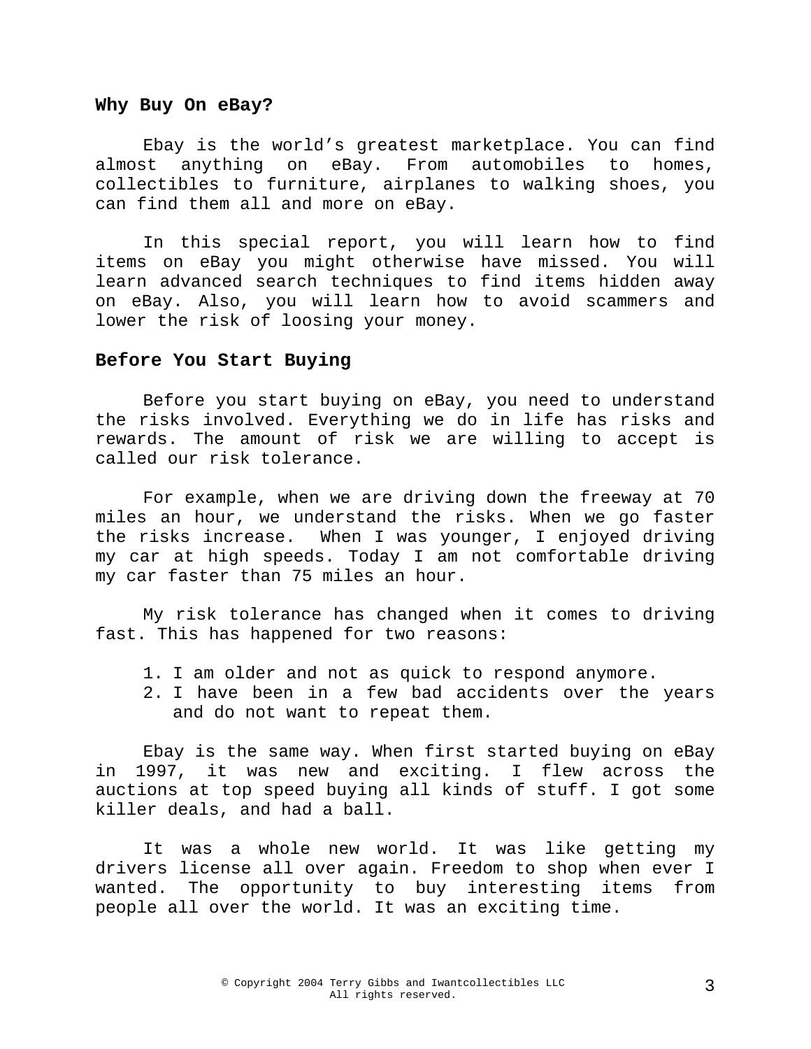## Why Buy On eBay?

Ebay is the world's greatest marketplace. You can find almost anything on eBay. From automobiles to homes, collectibles to furniture, airplanes to walking shoes, you can find them all and more on eBay.

In this special report, you will learn how to find items on eBay you might otherwise have missed. You will learn advanced search techniques to find items hidden away on eBay. Also, you will learn how to avoid scammers and lower the risk of loosing your money.

## Before You Start Buying

Before you start buying on eBay, you need to understand the risks involved. Everything we do in life has risks and rewards. The amount of risk we are willing to accept is called our risk tolerance.

For example, when we are driving down the freeway at 70 miles an hour, we understand the risks. When we go faster the risks increase. When I was younger, I enjoyed driving my car at high speeds. Today I am not comfortable driving my car faster than 75 miles an hour.

My risk tolerance has changed when it comes to driving fast. This has happened for two reasons:

1. I am older and not as quick to respond anymore.
2. I have been in a few bad accidents over the years and do not want to repeat them.

Ebay is the same way. When first started buying on eBay in 1997, it was new and exciting. I flew across the auctions at top speed buying all kinds of stuff. I got some killer deals, and had a ball.

It was a whole new world. It was like getting my drivers license all over again. Freedom to shop when ever I wanted. The opportunity to buy interesting items from people all over the world. It was an exciting time.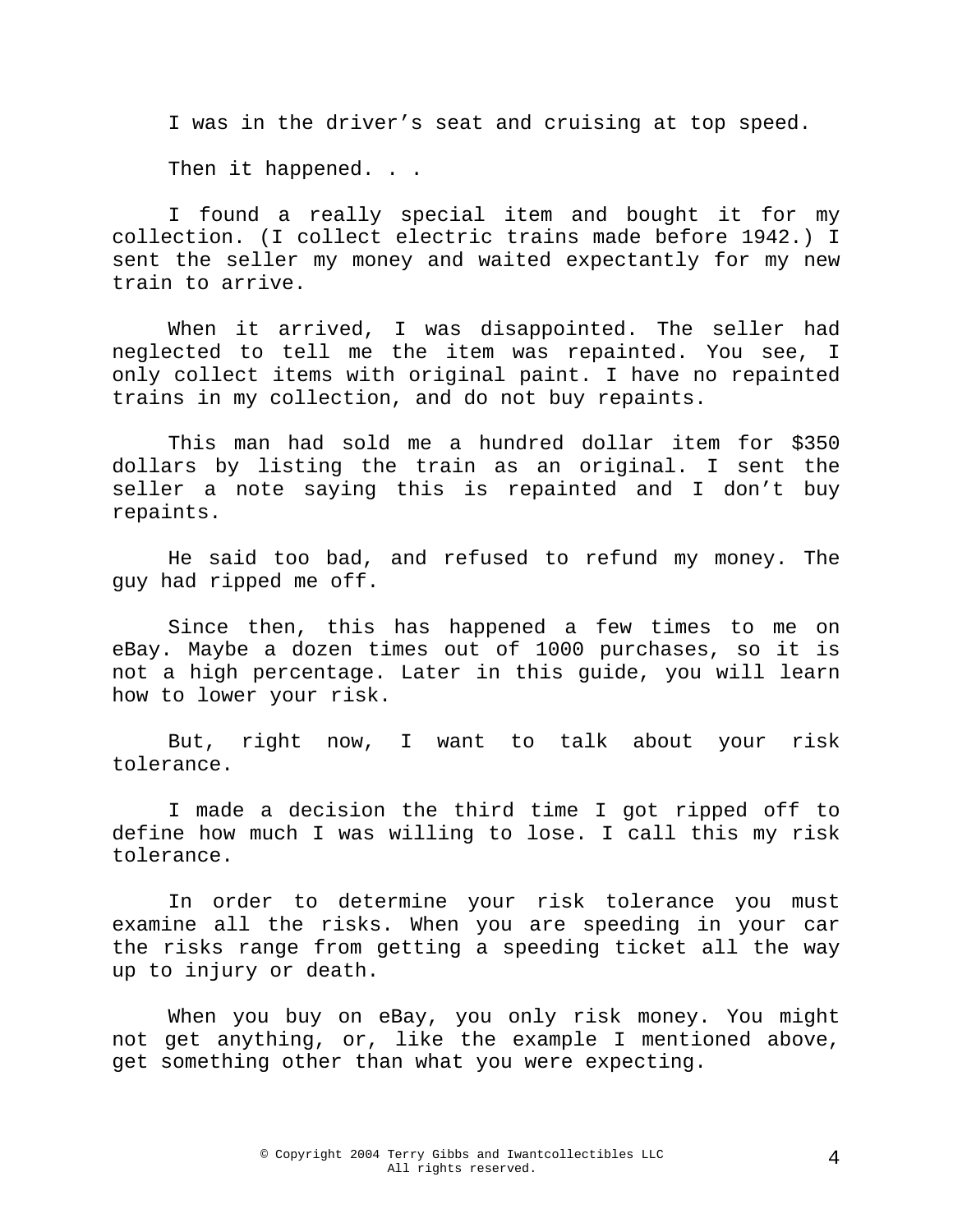I was in the driver's seat and cruising at top speed.

Then it happened. . .

I found a really special item and bought it for my collection. (I collect electric trains made before 1942.) I sent the seller my money and waited expectantly for my new train to arrive.

When it arrived, I was disappointed. The seller had neglected to tell me the item was repainted. You see, I only collect items with original paint. I have no repainted trains in my collection, and do not buy repaints.

This man had sold me a hundred dollar item for $350 dollars by listing the train as an original. I sent the seller a note saying this is repainted and I don't buy repaints.

He said too bad, and refused to refund my money. The guy had ripped me off.

Since then, this has happened a few times to me on eBay. Maybe a dozen times out of 1000 purchases, so it is not a high percentage. Later in this guide, you will learn how to lower your risk.

But, right now, I want to talk about your risk tolerance.

I made a decision the third time I got ripped off to define how much I was willing to lose. I call this my risk tolerance.

In order to determine your risk tolerance you must examine all the risks. When you are speeding in your car the risks range from getting a speeding ticket all the way up to injury or death.

When you buy on eBay, you only risk money. You might not get anything, or, like the example I mentioned above, get something other than what you were expecting.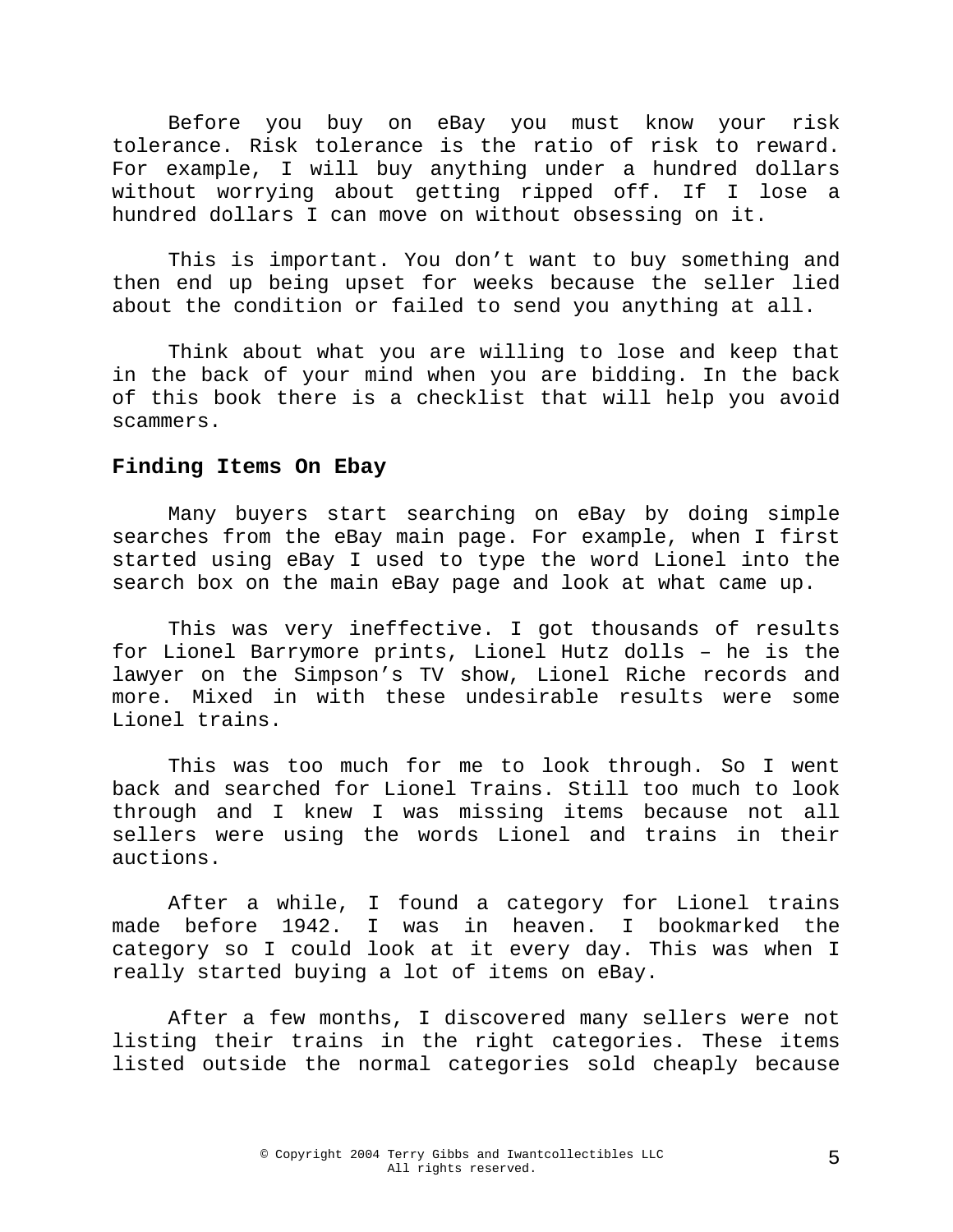Before you buy on eBay you must know your risk tolerance. Risk tolerance is the ratio of risk to reward. For example, I will buy anything under a hundred dollars without worrying about getting ripped off. If I lose a hundred dollars I can move on without obsessing on it.

This is important. You don't want to buy something and then end up being upset for weeks because the seller lied about the condition or failed to send you anything at all.

Think about what you are willing to lose and keep that in the back of your mind when you are bidding. In the back of this book there is a checklist that will help you avoid scammers.

**Finding Items On Ebay**

Many buyers start searching on eBay by doing simple searches from the eBay main page. For example, when I first started using eBay I used to type the word Lionel into the search box on the main eBay page and look at what came up.

This was very ineffective. I got thousands of results for Lionel Barrymore prints, Lionel Hutz dolls – he is the lawyer on the Simpson's TV show, Lionel Riche records and more. Mixed in with these undesirable results were some Lionel trains.

This was too much for me to look through. So I went back and searched for Lionel Trains. Still too much to look through and I knew I was missing items because not all sellers were using the words Lionel and trains in their auctions.

After a while, I found a category for Lionel trains made before 1942. I was in heaven. I bookmarked the category so I could look at it every day. This was when I really started buying a lot of items on eBay.

After a few months, I discovered many sellers were not listing their trains in the right categories. These items listed outside the normal categories sold cheaply because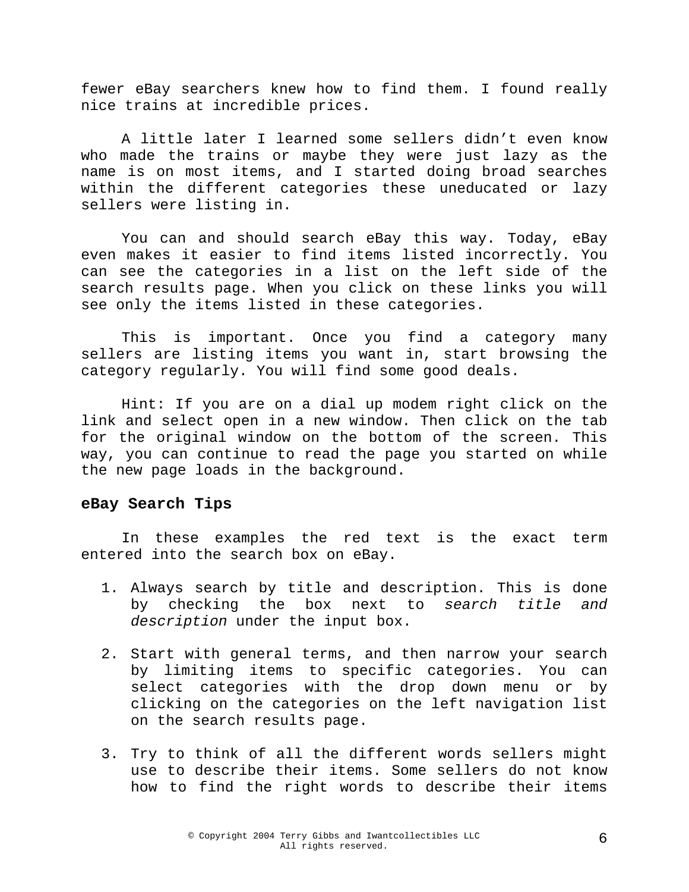fewer eBay searchers knew how to find them. I found really nice trains at incredible prices.

A little later I learned some sellers didn't even know who made the trains or maybe they were just lazy as the name is on most items, and I started doing broad searches within the different categories these uneducated or lazy sellers were listing in.

You can and should search eBay this way. Today, eBay even makes it easier to find items listed incorrectly. You can see the categories in a list on the left side of the search results page. When you click on these links you will see only the items listed in these categories.

This is important. Once you find a category many sellers are listing items you want in, start browsing the category regularly. You will find some good deals.

Hint: If you are on a dial up modem right click on the link and select open in a new window. Then click on the tab for the original window on the bottom of the screen. This way, you can continue to read the page you started on while the new page loads in the background.

## eBay Search Tips

In these examples the red text is the exact term entered into the search box on eBay.

1. Always search by title and description. This is done by checking the box next to *search title and description* under the input box.

2. Start with general terms, and then narrow your search by limiting items to specific categories. You can select categories with the drop down menu or by clicking on the categories on the left navigation list on the search results page.

3. Try to think of all the different words sellers might use to describe their items. Some sellers do not know how to find the right words to describe their items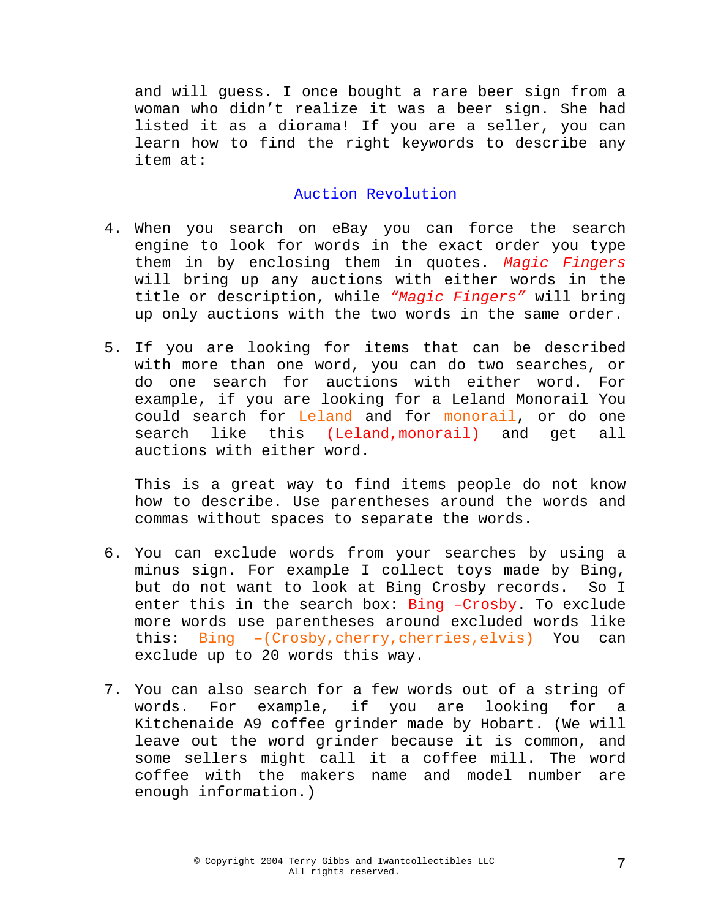and will guess. I once bought a rare beer sign from a woman who didn't realize it was a beer sign. She had listed it as a diorama! If you are a seller, you can learn how to find the right keywords to describe any item at:

[Auction Revolution]

4. When you search on eBay you can force the search engine to look for words in the exact order you type them in by enclosing them in quotes. *Magic Fingers* will bring up any auctions with either words in the title or description, while *"Magic Fingers"* will bring up only auctions with the two words in the same order.

5. If you are looking for items that can be described with more than one word, you can do two searches, or do one search for auctions with either word. For example, if you are looking for a Leland Monorail You could search for Leland and for monorail, or do one search like this (Leland,monorail) and get all auctions with either word.

   This is a great way to find items people do not know how to describe. Use parentheses around the words and commas without spaces to separate the words.

6. You can exclude words from your searches by using a minus sign. For example I collect toys made by Bing, but do not want to look at Bing Crosby records. So I enter this in the search box: Bing –Crosby. To exclude more words use parentheses around excluded words like this: Bing –(Crosby,cherry,cherries,elvis) You can exclude up to 20 words this way.

7. You can also search for a few words out of a string of words. For example, if you are looking for a Kitchenaide A9 coffee grinder made by Hobart. (We will leave out the word grinder because it is common, and some sellers might call it a coffee mill. The word coffee with the makers name and model number are enough information.)

© Copyright 2004 Terry Gibbs and Iwantcollectibles LLC
All rights reserved.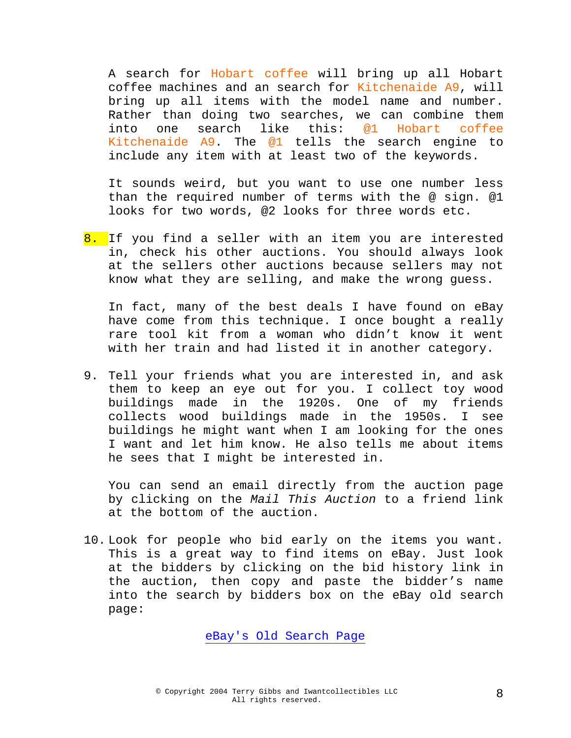A search for Hobart coffee will bring up all Hobart coffee machines and an search for Kitchenaide A9, will bring up all items with the model name and number. Rather than doing two searches, we can combine them into one search like this: @1 Hobart coffee Kitchenaide A9. The @1 tells the search engine to include any item with at least two of the keywords.

It sounds weird, but you want to use one number less than the required number of terms with the @ sign. @1 looks for two words, @2 looks for three words etc.

8. If you find a seller with an item you are interested in, check his other auctions. You should always look at the sellers other auctions because sellers may not know what they are selling, and make the wrong guess.

   In fact, many of the best deals I have found on eBay have come from this technique. I once bought a really rare tool kit from a woman who didn't know it went with her train and had listed it in another category.

9. Tell your friends what you are interested in, and ask them to keep an eye out for you. I collect toy wood buildings made in the 1920s. One of my friends collects wood buildings made in the 1950s. I see buildings he might want when I am looking for the ones I want and let him know. He also tells me about items he sees that I might be interested in.

   You can send an email directly from the auction page by clicking on the *Mail This Auction* to a friend link at the bottom of the auction.

10. Look for people who bid early on the items you want. This is a great way to find items on eBay. Just look at the bidders by clicking on the bid history link in the auction, then copy and paste the bidder's name into the search by bidders box on the eBay old search page:

    eBay's Old Search Page

© Copyright 2004 Terry Gibbs and Iwantcollectibles LLC
All rights reserved.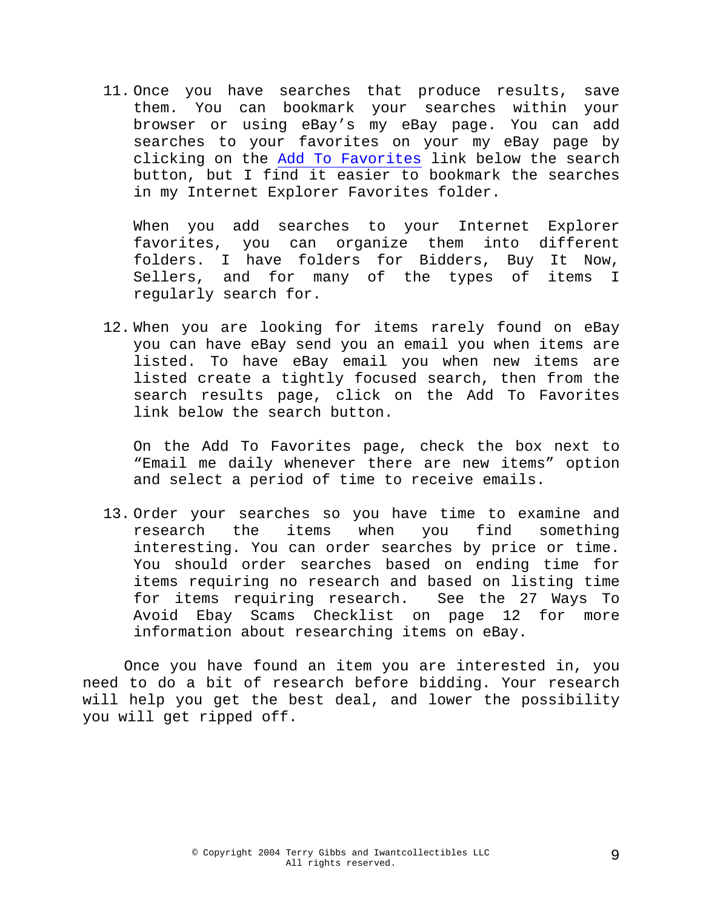11. Once you have searches that produce results, save them. You can bookmark your searches within your browser or using eBay's my eBay page. You can add searches to your favorites on your my eBay page by clicking on the Add To Favorites link below the search button, but I find it easier to bookmark the searches in my Internet Explorer Favorites folder.

    When you add searches to your Internet Explorer favorites, you can organize them into different folders. I have folders for Bidders, Buy It Now, Sellers, and for many of the types of items I regularly search for.

12. When you are looking for items rarely found on eBay you can have eBay send you an email you when items are listed. To have eBay email you when new items are listed create a tightly focused search, then from the search results page, click on the Add To Favorites link below the search button.

    On the Add To Favorites page, check the box next to "Email me daily whenever there are new items" option and select a period of time to receive emails.

13. Order your searches so you have time to examine and research the items when you find something interesting. You can order searches by price or time. You should order searches based on ending time for items requiring no research and based on listing time for items requiring research. See the 27 Ways To Avoid Ebay Scams Checklist on page 12 for more information about researching items on eBay.

Once you have found an item you are interested in, you need to do a bit of research before bidding. Your research will help you get the best deal, and lower the possibility you will get ripped off.

© Copyright 2004 Terry Gibbs and Iwantcollectibles LLC
All rights reserved.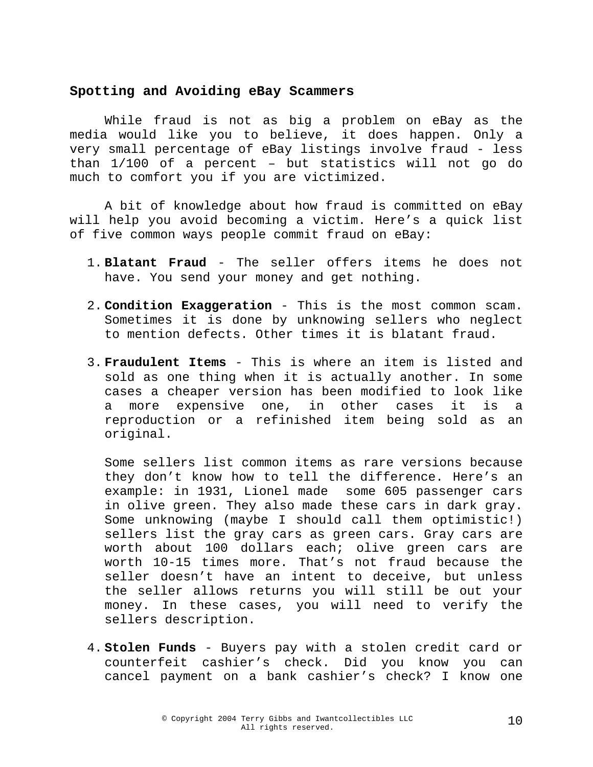## Spotting and Avoiding eBay Scammers

While fraud is not as big a problem on eBay as the media would like you to believe, it does happen. Only a very small percentage of eBay listings involve fraud - less than 1/100 of a percent – but statistics will not go do much to comfort you if you are victimized.

A bit of knowledge about how fraud is committed on eBay will help you avoid becoming a victim. Here’s a quick list of five common ways people commit fraud on eBay:

1. **Blatant Fraud** - The seller offers items he does not have. You send your money and get nothing.

2. **Condition Exaggeration** - This is the most common scam. Sometimes it is done by unknowing sellers who neglect to mention defects. Other times it is blatant fraud.

3. **Fraudulent Items** - This is where an item is listed and sold as one thing when it is actually another. In some cases a cheaper version has been modified to look like a more expensive one, in other cases it is a reproduction or a refinished item being sold as an original.

   Some sellers list common items as rare versions because they don’t know how to tell the difference. Here’s an example: in 1931, Lionel made some 605 passenger cars in olive green. They also made these cars in dark gray. Some unknowing (maybe I should call them optimistic!) sellers list the gray cars as green cars. Gray cars are worth about 100 dollars each; olive green cars are worth 10-15 times more. That’s not fraud because the seller doesn’t have an intent to deceive, but unless the seller allows returns you will still be out your money. In these cases, you will need to verify the sellers description.

4. **Stolen Funds** - Buyers pay with a stolen credit card or counterfeit cashier’s check. Did you know you can cancel payment on a bank cashier’s check? I know one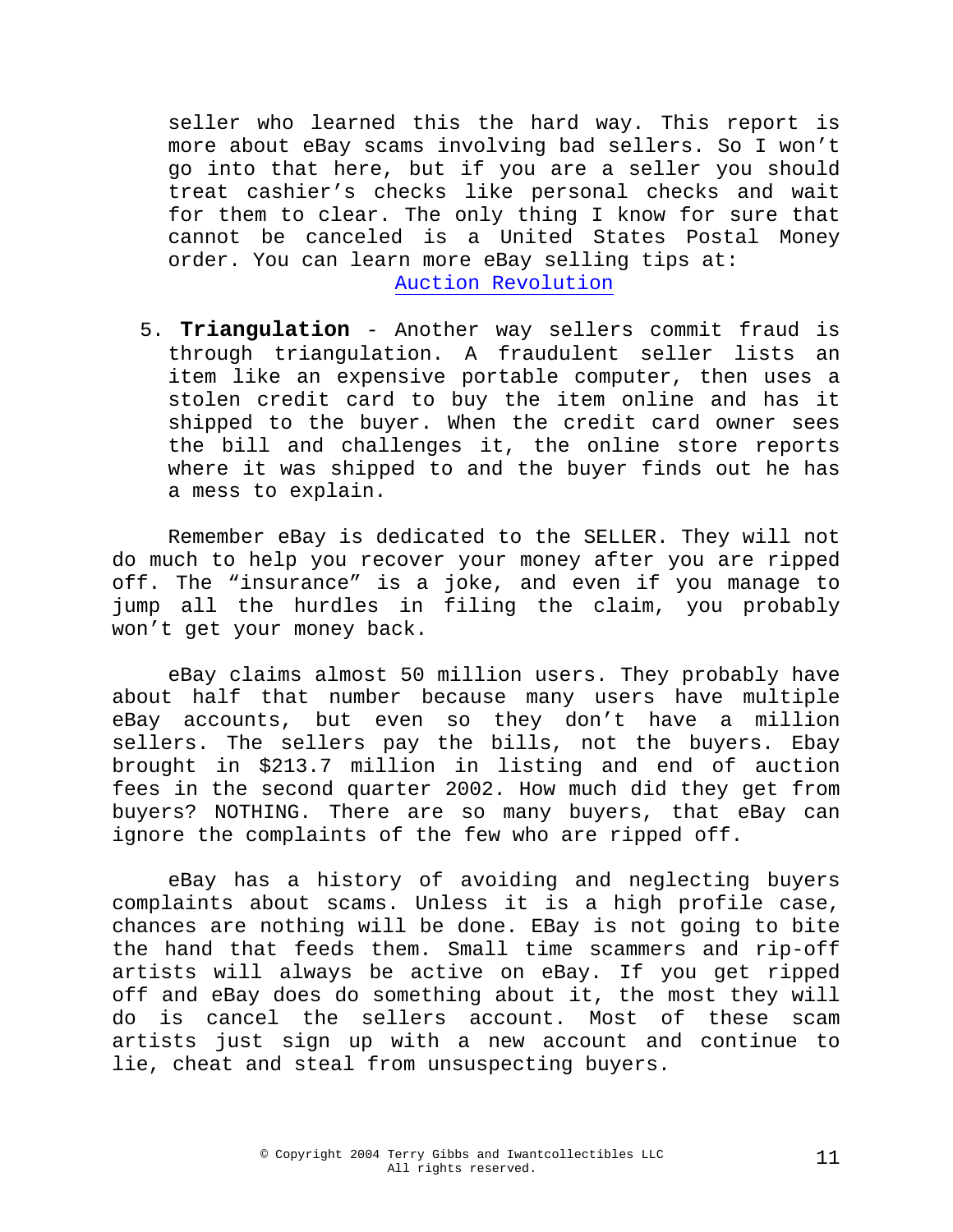seller who learned this the hard way. This report is more about eBay scams involving bad sellers. So I won't go into that here, but if you are a seller you should treat cashier's checks like personal checks and wait for them to clear. The only thing I know for sure that cannot be canceled is a United States Postal Money order. You can learn more eBay selling tips at: Auction Revolution

5. **Triangulation** - Another way sellers commit fraud is through triangulation. A fraudulent seller lists an item like an expensive portable computer, then uses a stolen credit card to buy the item online and has it shipped to the buyer. When the credit card owner sees the bill and challenges it, the online store reports where it was shipped to and the buyer finds out he has a mess to explain.

Remember eBay is dedicated to the SELLER. They will not do much to help you recover your money after you are ripped off. The "insurance" is a joke, and even if you manage to jump all the hurdles in filing the claim, you probably won't get your money back.

eBay claims almost 50 million users. They probably have about half that number because many users have multiple eBay accounts, but even so they don't have a million sellers. The sellers pay the bills, not the buyers. Ebay brought in $213.7 million in listing and end of auction fees in the second quarter 2002. How much did they get from buyers? NOTHING. There are so many buyers, that eBay can ignore the complaints of the few who are ripped off.

eBay has a history of avoiding and neglecting buyers complaints about scams. Unless it is a high profile case, chances are nothing will be done. EBay is not going to bite the hand that feeds them. Small time scammers and rip-off artists will always be active on eBay. If you get ripped off and eBay does do something about it, the most they will do is cancel the sellers account. Most of these scam artists just sign up with a new account and continue to lie, cheat and steal from unsuspecting buyers.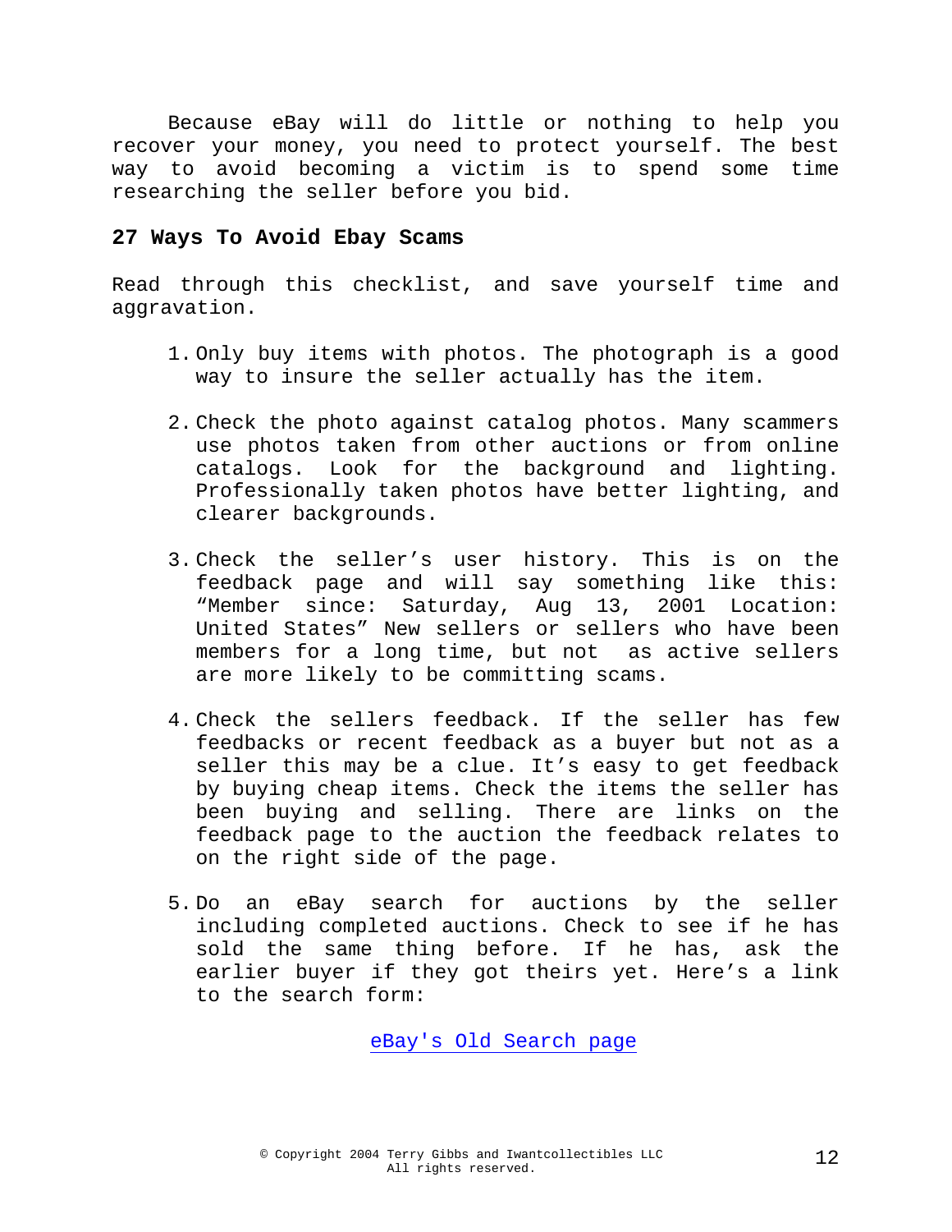Because eBay will do little or nothing to help you recover your money, you need to protect yourself. The best way to avoid becoming a victim is to spend some time researching the seller before you bid.

### 27 Ways To Avoid Ebay Scams

Read through this checklist, and save yourself time and aggravation.

1. Only buy items with photos. The photograph is a good way to insure the seller actually has the item.

2. Check the photo against catalog photos. Many scammers use photos taken from other auctions or from online catalogs. Look for the background and lighting. Professionally taken photos have better lighting, and clearer backgrounds.

3. Check the seller's user history. This is on the feedback page and will say something like this: "Member since: Saturday, Aug 13, 2001 Location: United States" New sellers or sellers who have been members for a long time, but not as active sellers are more likely to be committing scams.

4. Check the sellers feedback. If the seller has few feedbacks or recent feedback as a buyer but not as a seller this may be a clue. It's easy to get feedback by buying cheap items. Check the items the seller has been buying and selling. There are links on the feedback page to the auction the feedback relates to on the right side of the page.

5. Do an eBay search for auctions by the seller including completed auctions. Check to see if he has sold the same thing before. If he has, ask the earlier buyer if they got theirs yet. Here's a link to the search form:

   eBay's Old Search page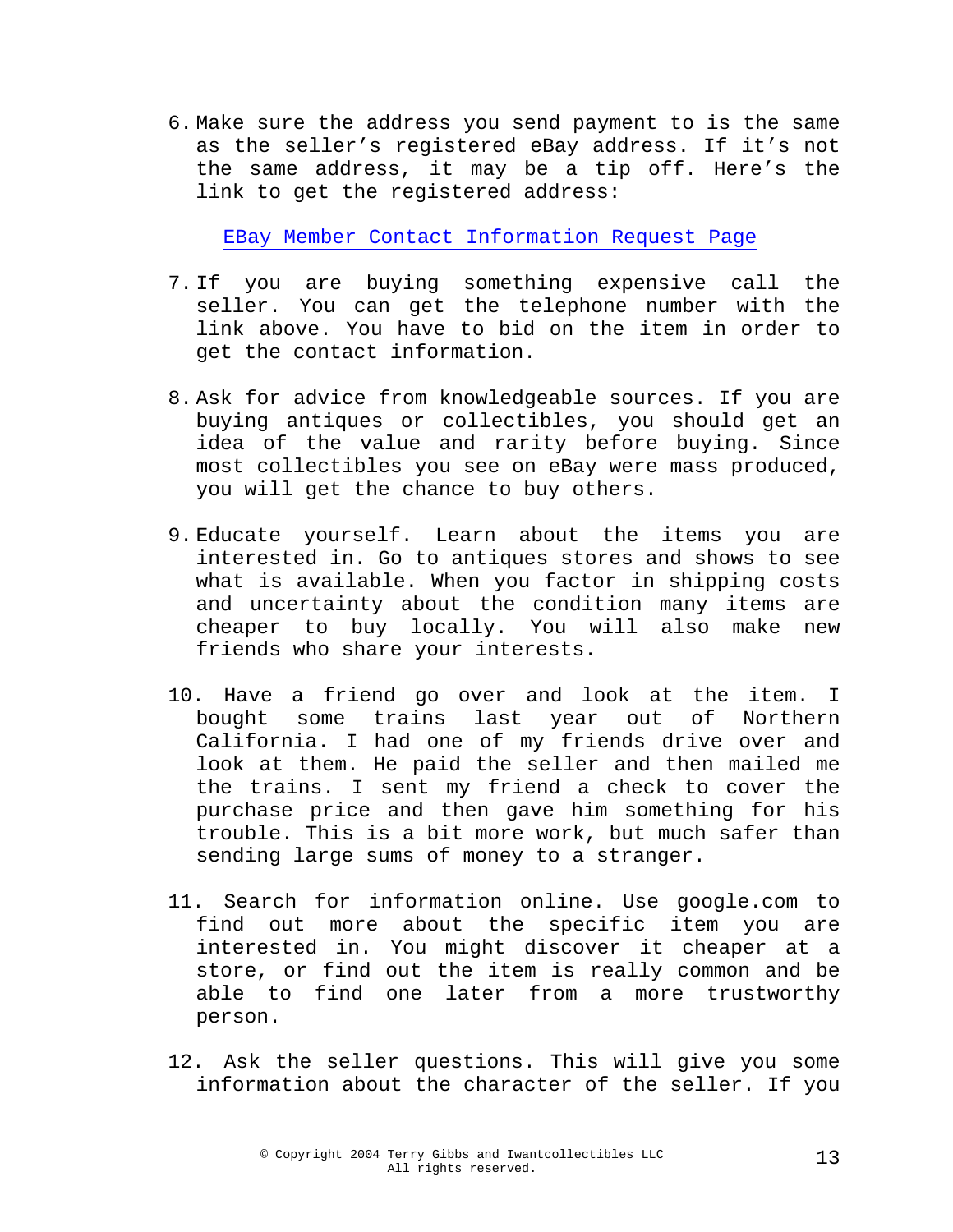6. Make sure the address you send payment to is the same as the seller's registered eBay address. If it's not the same address, it may be a tip off. Here's the link to get the registered address:

   EBay Member Contact Information Request Page

7. If you are buying something expensive call the seller. You can get the telephone number with the link above. You have to bid on the item in order to get the contact information.

8. Ask for advice from knowledgeable sources. If you are buying antiques or collectibles, you should get an idea of the value and rarity before buying. Since most collectibles you see on eBay were mass produced, you will get the chance to buy others.

9. Educate yourself. Learn about the items you are interested in. Go to antiques stores and shows to see what is available. When you factor in shipping costs and uncertainty about the condition many items are cheaper to buy locally. You will also make new friends who share your interests.

10. Have a friend go over and look at the item. I bought some trains last year out of Northern California. I had one of my friends drive over and look at them. He paid the seller and then mailed me the trains. I sent my friend a check to cover the purchase price and then gave him something for his trouble. This is a bit more work, but much safer than sending large sums of money to a stranger.

11. Search for information online. Use google.com to find out more about the specific item you are interested in. You might discover it cheaper at a store, or find out the item is really common and be able to find one later from a more trustworthy person.

12. Ask the seller questions. This will give you some information about the character of the seller. If you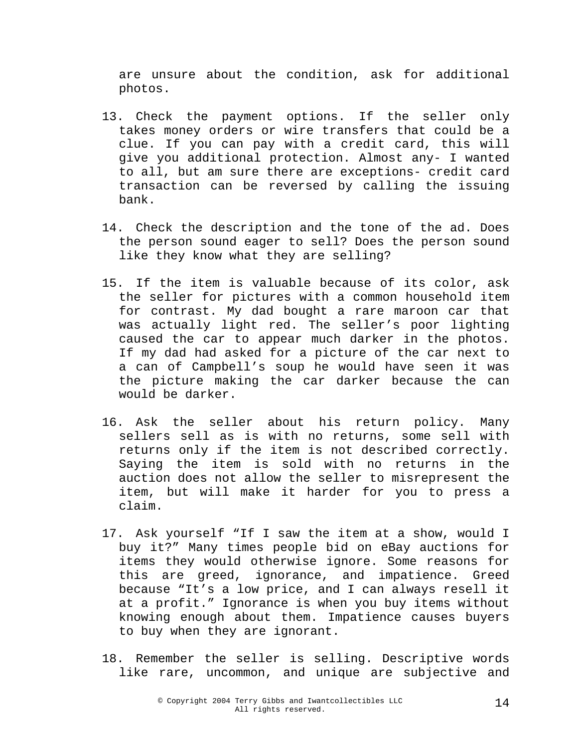are unsure about the condition, ask for additional photos.

13. Check the payment options. If the seller only takes money orders or wire transfers that could be a clue. If you can pay with a credit card, this will give you additional protection. Almost any- I wanted to all, but am sure there are exceptions- credit card transaction can be reversed by calling the issuing bank.

14. Check the description and the tone of the ad. Does the person sound eager to sell? Does the person sound like they know what they are selling?

15. If the item is valuable because of its color, ask the seller for pictures with a common household item for contrast. My dad bought a rare maroon car that was actually light red. The seller's poor lighting caused the car to appear much darker in the photos. If my dad had asked for a picture of the car next to a can of Campbell's soup he would have seen it was the picture making the car darker because the can would be darker.

16. Ask the seller about his return policy. Many sellers sell as is with no returns, some sell with returns only if the item is not described correctly. Saying the item is sold with no returns in the auction does not allow the seller to misrepresent the item, but will make it harder for you to press a claim.

17. Ask yourself "If I saw the item at a show, would I buy it?" Many times people bid on eBay auctions for items they would otherwise ignore. Some reasons for this are greed, ignorance, and impatience. Greed because "It's a low price, and I can always resell it at a profit." Ignorance is when you buy items without knowing enough about them. Impatience causes buyers to buy when they are ignorant.

18. Remember the seller is selling. Descriptive words like rare, uncommon, and unique are subjective and

© Copyright 2004 Terry Gibbs and Iwantcollectibles LLC
All rights reserved.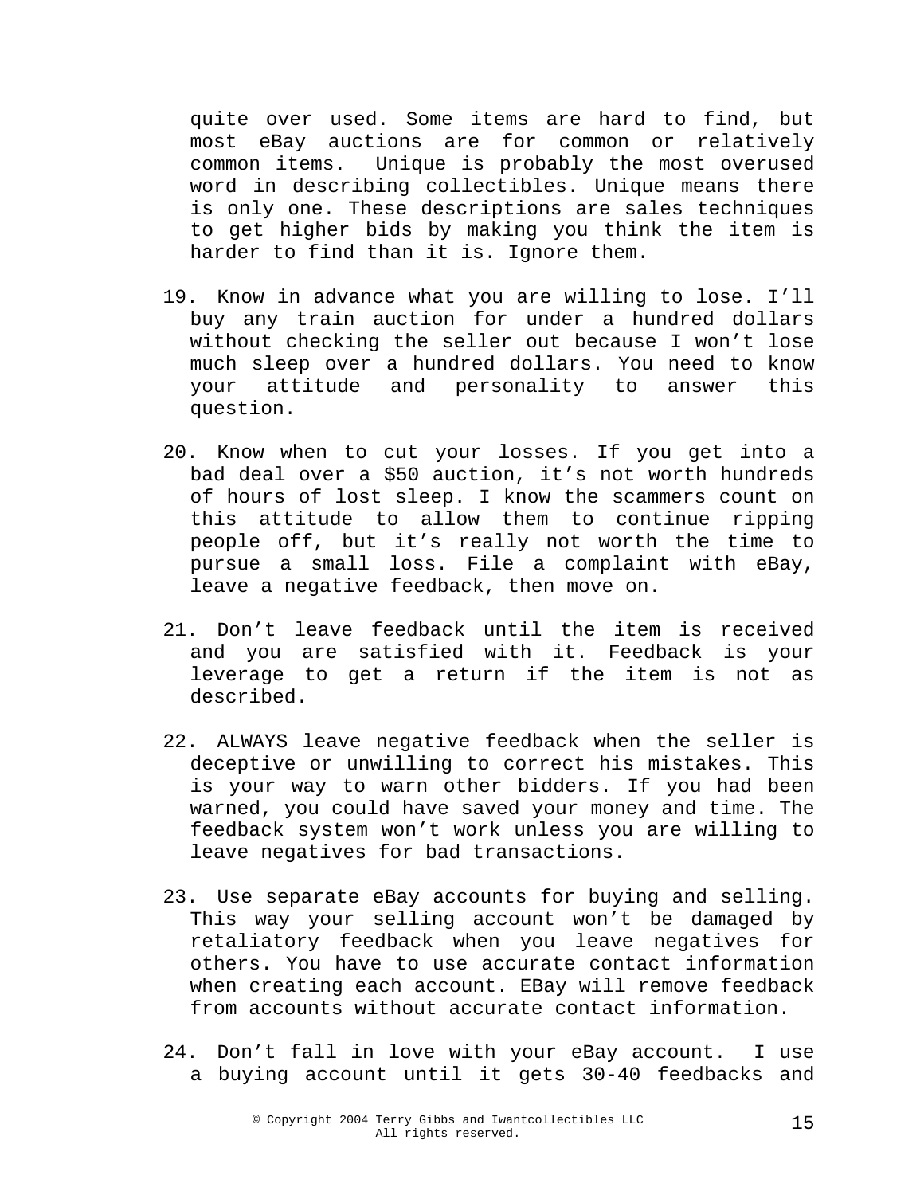quite over used. Some items are hard to find, but most eBay auctions are for common or relatively common items. Unique is probably the most overused word in describing collectibles. Unique means there is only one. These descriptions are sales techniques to get higher bids by making you think the item is harder to find than it is. Ignore them.

19. Know in advance what you are willing to lose. I'll buy any train auction for under a hundred dollars without checking the seller out because I won't lose much sleep over a hundred dollars. You need to know your attitude and personality to answer this question.

20. Know when to cut your losses. If you get into a bad deal over a $50 auction, it's not worth hundreds of hours of lost sleep. I know the scammers count on this attitude to allow them to continue ripping people off, but it's really not worth the time to pursue a small loss. File a complaint with eBay, leave a negative feedback, then move on.

21. Don't leave feedback until the item is received and you are satisfied with it. Feedback is your leverage to get a return if the item is not as described.

22. ALWAYS leave negative feedback when the seller is deceptive or unwilling to correct his mistakes. This is your way to warn other bidders. If you had been warned, you could have saved your money and time. The feedback system won't work unless you are willing to leave negatives for bad transactions.

23. Use separate eBay accounts for buying and selling. This way your selling account won't be damaged by retaliatory feedback when you leave negatives for others. You have to use accurate contact information when creating each account. EBay will remove feedback from accounts without accurate contact information.

24. Don't fall in love with your eBay account. I use a buying account until it gets 30-40 feedbacks and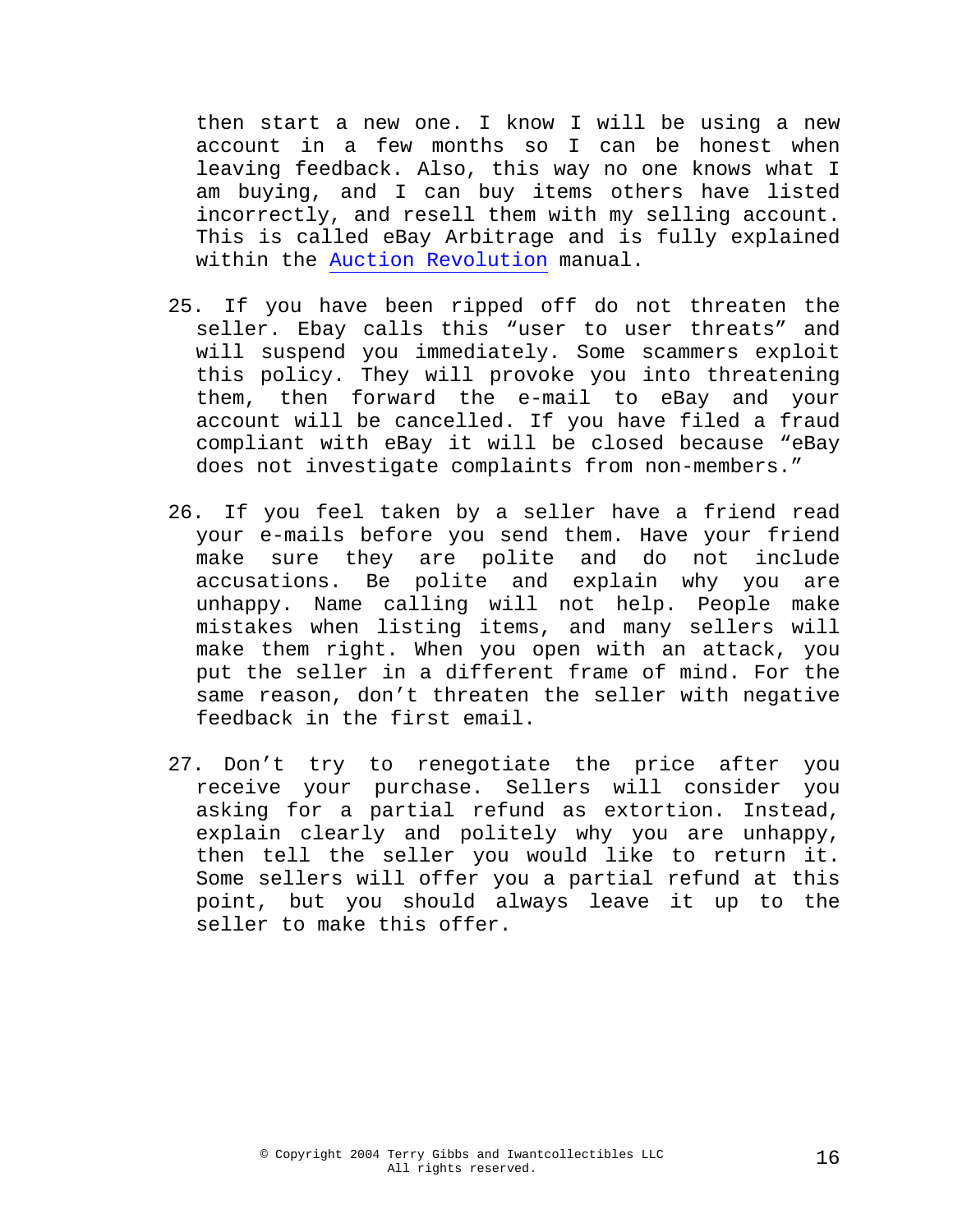then start a new one. I know I will be using a new account in a few months so I can be honest when leaving feedback. Also, this way no one knows what I am buying, and I can buy items others have listed incorrectly, and resell them with my selling account. This is called eBay Arbitrage and is fully explained within the Auction Revolution manual.

25. If you have been ripped off do not threaten the seller. Ebay calls this "user to user threats" and will suspend you immediately. Some scammers exploit this policy. They will provoke you into threatening them, then forward the e-mail to eBay and your account will be cancelled. If you have filed a fraud compliant with eBay it will be closed because "eBay does not investigate complaints from non-members."

26. If you feel taken by a seller have a friend read your e-mails before you send them. Have your friend make sure they are polite and do not include accusations. Be polite and explain why you are unhappy. Name calling will not help. People make mistakes when listing items, and many sellers will make them right. When you open with an attack, you put the seller in a different frame of mind. For the same reason, don't threaten the seller with negative feedback in the first email.

27. Don't try to renegotiate the price after you receive your purchase. Sellers will consider you asking for a partial refund as extortion. Instead, explain clearly and politely why you are unhappy, then tell the seller you would like to return it. Some sellers will offer you a partial refund at this point, but you should always leave it up to the seller to make this offer.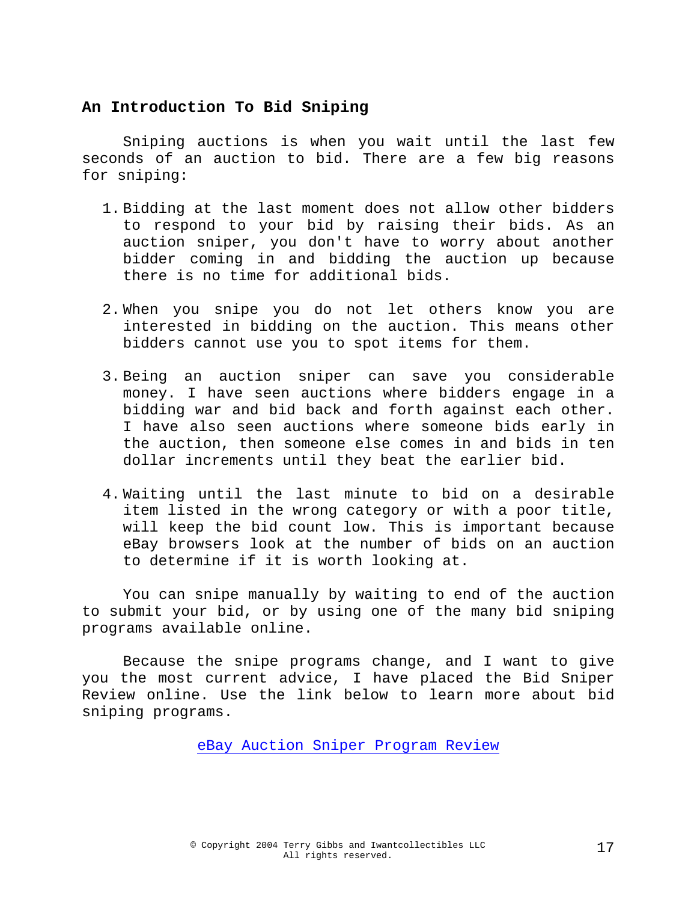## An Introduction To Bid Sniping

Sniping auctions is when you wait until the last few seconds of an auction to bid. There are a few big reasons for sniping:

1. Bidding at the last moment does not allow other bidders to respond to your bid by raising their bids. As an auction sniper, you don't have to worry about another bidder coming in and bidding the auction up because there is no time for additional bids.

2. When you snipe you do not let others know you are interested in bidding on the auction. This means other bidders cannot use you to spot items for them.

3. Being an auction sniper can save you considerable money. I have seen auctions where bidders engage in a bidding war and bid back and forth against each other. I have also seen auctions where someone bids early in the auction, then someone else comes in and bids in ten dollar increments until they beat the earlier bid.

4. Waiting until the last minute to bid on a desirable item listed in the wrong category or with a poor title, will keep the bid count low. This is important because eBay browsers look at the number of bids on an auction to determine if it is worth looking at.

You can snipe manually by waiting to end of the auction to submit your bid, or by using one of the many bid sniping programs available online.

Because the snipe programs change, and I want to give you the most current advice, I have placed the Bid Sniper Review online. Use the link below to learn more about bid sniping programs.

eBay Auction Sniper Program Review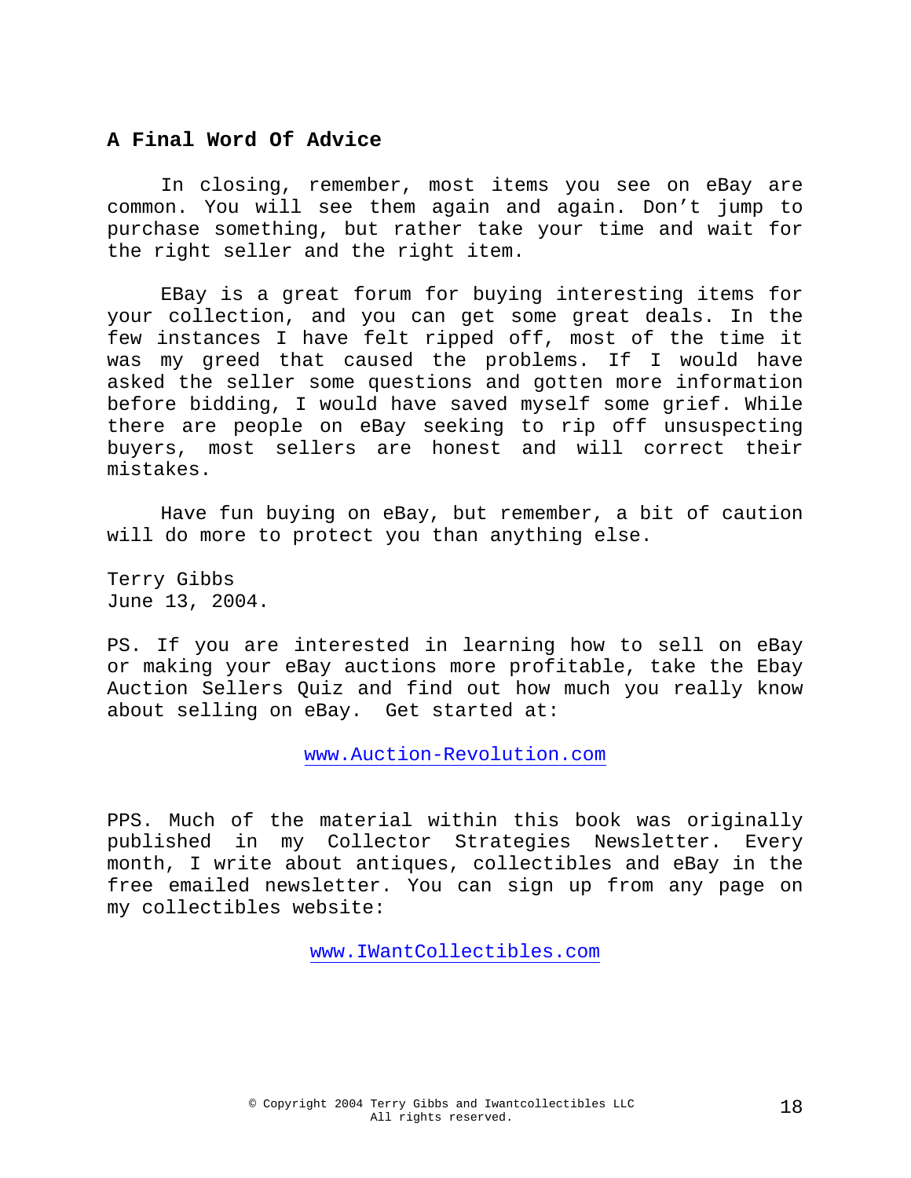## A Final Word Of Advice

In closing, remember, most items you see on eBay are common. You will see them again and again. Don't jump to purchase something, but rather take your time and wait for the right seller and the right item.

EBay is a great forum for buying interesting items for your collection, and you can get some great deals. In the few instances I have felt ripped off, most of the time it was my greed that caused the problems. If I would have asked the seller some questions and gotten more information before bidding, I would have saved myself some grief. While there are people on eBay seeking to rip off unsuspecting buyers, most sellers are honest and will correct their mistakes.

Have fun buying on eBay, but remember, a bit of caution will do more to protect you than anything else.

Terry Gibbs
June 13, 2004.

PS. If you are interested in learning how to sell on eBay or making your eBay auctions more profitable, take the Ebay Auction Sellers Quiz and find out how much you really know about selling on eBay. Get started at:

www.Auction-Revolution.com

PPS. Much of the material within this book was originally published in my Collector Strategies Newsletter. Every month, I write about antiques, collectibles and eBay in the free emailed newsletter. You can sign up from any page on my collectibles website:

www.IWantCollectibles.com

© Copyright 2004 Terry Gibbs and Iwantcollectibles LLC
All rights reserved.